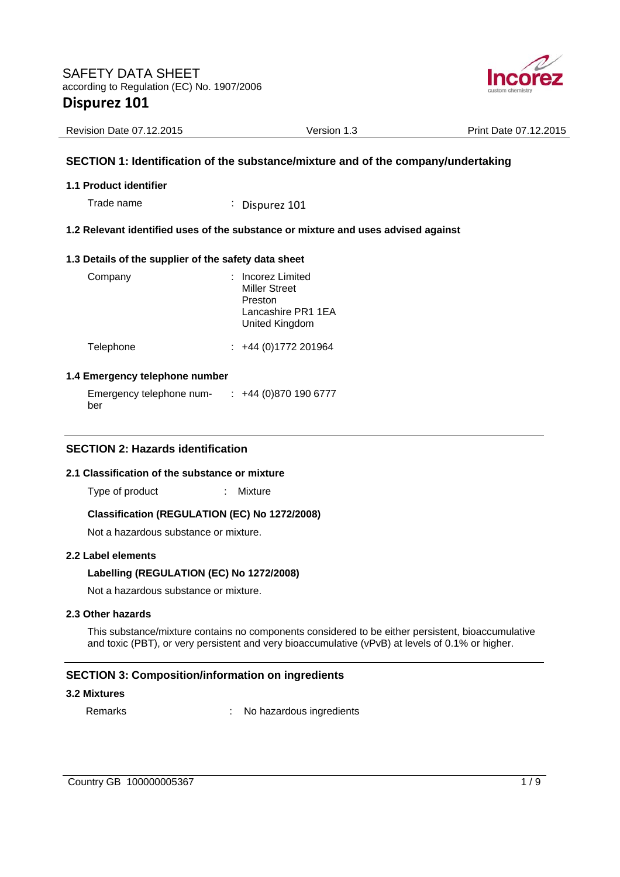# SAFETY DATA SHEET

according to Regulation (EC) No. 1907/2006

# Dispurez 101

Revision Date 07.12.2015 | Version 1.3 | Print Date 07.12.2015

## SECTION 1: Identification of the substance/mixture and of the company/undertaking

### 1.1 Product identifier

Trade name : Dispurez 101

### 1.2 Relevant identified uses of the substance or mixture and uses advised against

### 1.3 Details of the supplier of the safety data sheet

Company : Incorez Limited
Miller Street
Preston
Lancashire PR1 1EA
United Kingdom

Telephone : +44 (0)1772 201964

### 1.4 Emergency telephone number

Emergency telephone number : +44 (0)870 190 6777

## SECTION 2: Hazards identification

### 2.1 Classification of the substance or mixture

Type of product : Mixture

**Classification (REGULATION (EC) No 1272/2008)**

Not a hazardous substance or mixture.

### 2.2 Label elements

**Labelling (REGULATION (EC) No 1272/2008)**

Not a hazardous substance or mixture.

### 2.3 Other hazards

This substance/mixture contains no components considered to be either persistent, bioaccumulative and toxic (PBT), or very persistent and very bioaccumulative (vPvB) at levels of 0.1% or higher.

## SECTION 3: Composition/information on ingredients

### 3.2 Mixtures

Remarks : No hazardous ingredients

Country GB 100000005367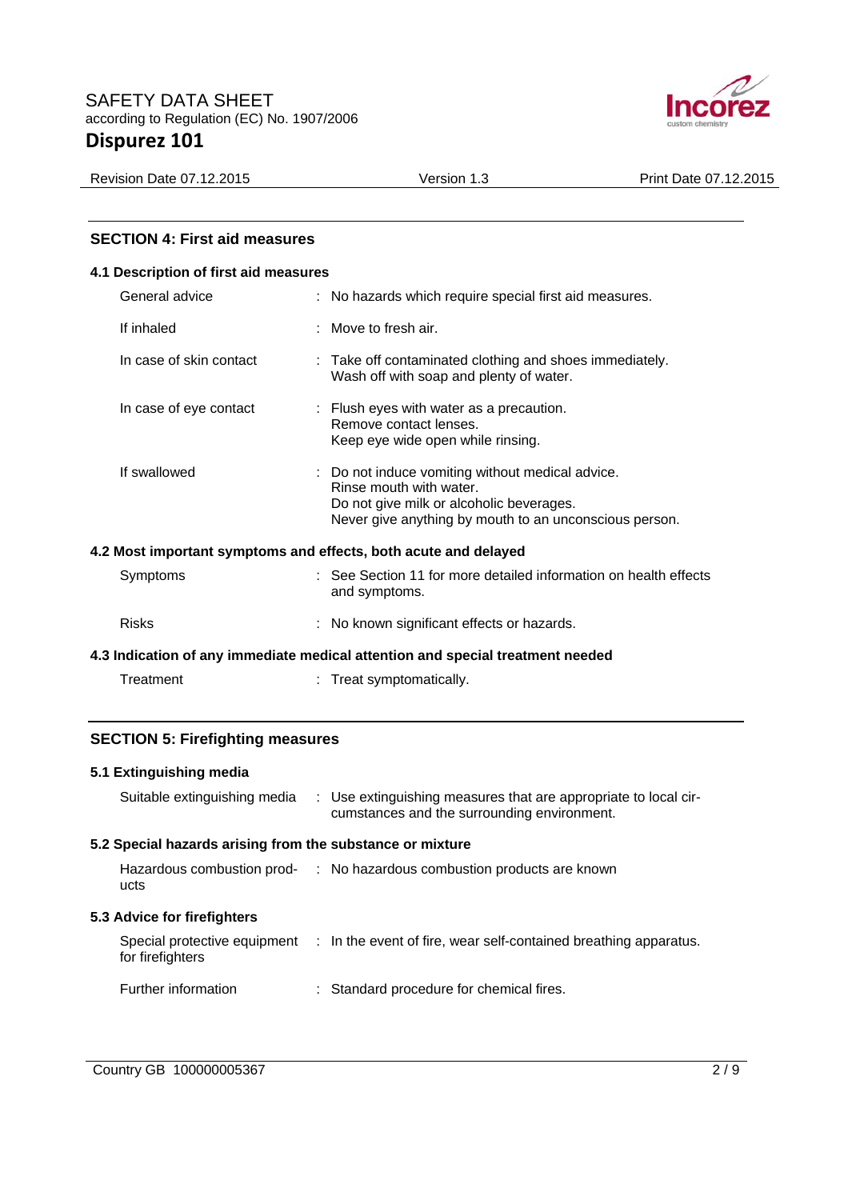## SECTION 4: First aid measures

### 4.1 Description of first aid measures

| | |
|---|---|
| General advice | : No hazards which require special first aid measures. |
| If inhaled | : Move to fresh air. |
| In case of skin contact | : Take off contaminated clothing and shoes immediately.<br>Wash off with soap and plenty of water. |
| In case of eye contact | : Flush eyes with water as a precaution.<br>Remove contact lenses.<br>Keep eye wide open while rinsing. |
| If swallowed | : Do not induce vomiting without medical advice.<br>Rinse mouth with water.<br>Do not give milk or alcoholic beverages.<br>Never give anything by mouth to an unconscious person. |

### 4.2 Most important symptoms and effects, both acute and delayed

| | |
|---|---|
| Symptoms | : See Section 11 for more detailed information on health effects and symptoms. |
| Risks | : No known significant effects or hazards. |

### 4.3 Indication of any immediate medical attention and special treatment needed

| | |
|---|---|
| Treatment | : Treat symptomatically. |

## SECTION 5: Firefighting measures

### 5.1 Extinguishing media

| | |
|---|---|
| Suitable extinguishing media | : Use extinguishing measures that are appropriate to local circumstances and the surrounding environment. |

### 5.2 Special hazards arising from the substance or mixture

| | |
|---|---|
| Hazardous combustion products | : No hazardous combustion products are known |

### 5.3 Advice for firefighters

| | |
|---|---|
| Special protective equipment for firefighters | : In the event of fire, wear self-contained breathing apparatus. |
| Further information | : Standard procedure for chemical fires. |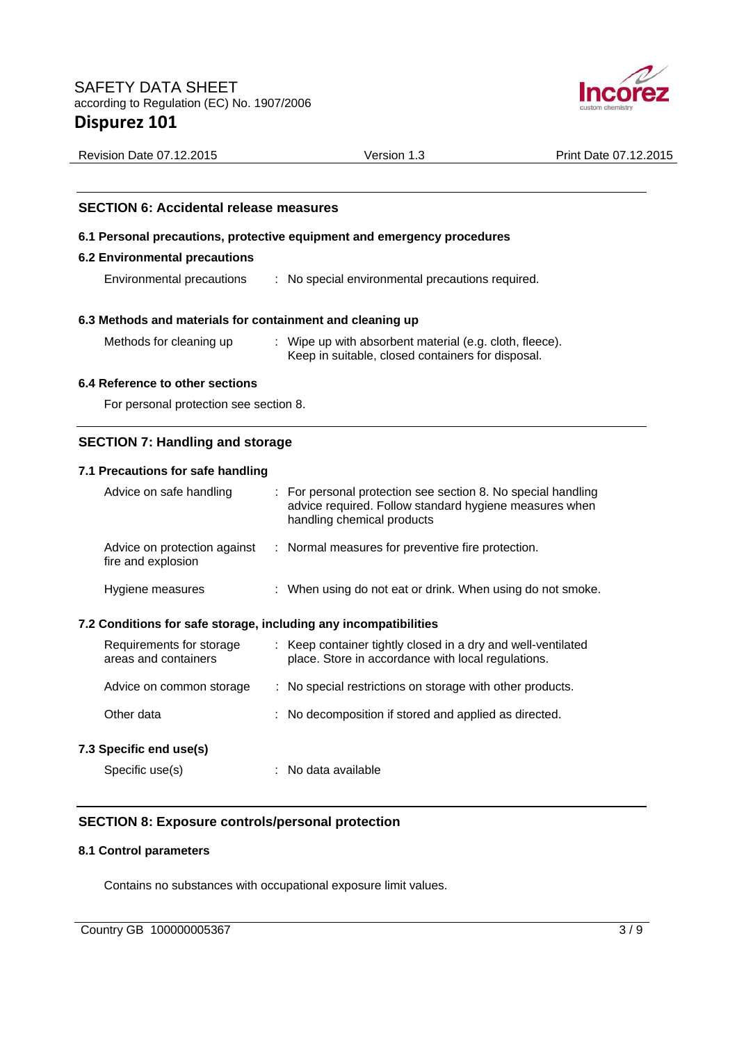## SECTION 6: Accidental release measures

### 6.1 Personal precautions, protective equipment and emergency procedures

### 6.2 Environmental precautions

| | |
|---|---|
| Environmental precautions | : No special environmental precautions required. |

### 6.3 Methods and materials for containment and cleaning up

| | |
|---|---|
| Methods for cleaning up | : Wipe up with absorbent material (e.g. cloth, fleece). Keep in suitable, closed containers for disposal. |

### 6.4 Reference to other sections

For personal protection see section 8.

## SECTION 7: Handling and storage

### 7.1 Precautions for safe handling

| | |
|---|---|
| Advice on safe handling | : For personal protection see section 8. No special handling advice required. Follow standard hygiene measures when handling chemical products |
| Advice on protection against fire and explosion | : Normal measures for preventive fire protection. |
| Hygiene measures | : When using do not eat or drink. When using do not smoke. |

### 7.2 Conditions for safe storage, including any incompatibilities

| | |
|---|---|
| Requirements for storage areas and containers | : Keep container tightly closed in a dry and well-ventilated place. Store in accordance with local regulations. |
| Advice on common storage | : No special restrictions on storage with other products. |
| Other data | : No decomposition if stored and applied as directed. |

### 7.3 Specific end use(s)

| | |
|---|---|
| Specific use(s) | : No data available |

## SECTION 8: Exposure controls/personal protection

### 8.1 Control parameters

Contains no substances with occupational exposure limit values.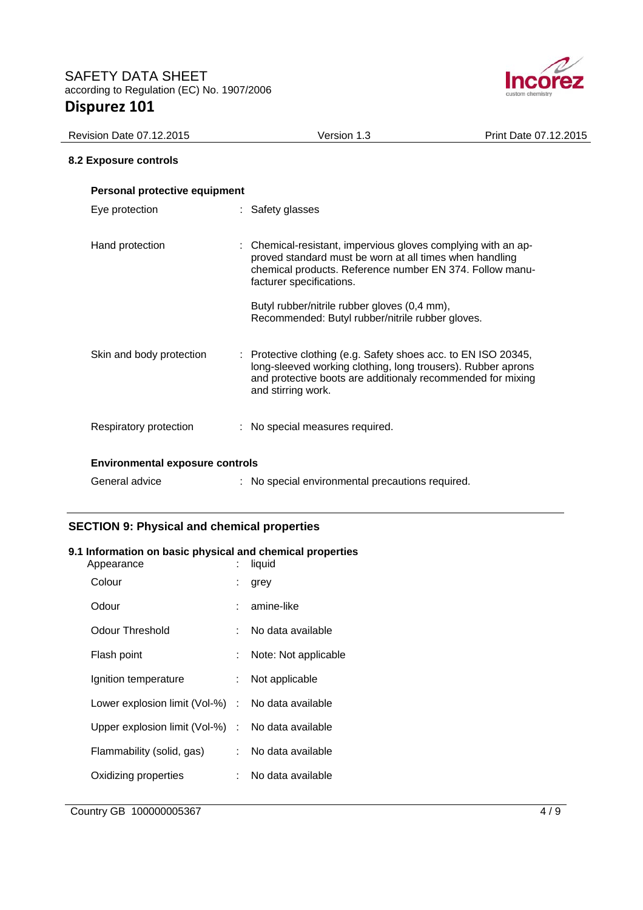### 8.2 Exposure controls

**Personal protective equipment**

| | |
|---|---|
| Eye protection | : Safety glasses |
| Hand protection | : Chemical-resistant, impervious gloves complying with an approved standard must be worn at all times when handling chemical products. Reference number EN 374. Follow manufacturer specifications.<br><br>Butyl rubber/nitrile rubber gloves (0,4 mm), Recommended: Butyl rubber/nitrile rubber gloves. |
| Skin and body protection | : Protective clothing (e.g. Safety shoes acc. to EN ISO 20345, long-sleeved working clothing, long trousers). Rubber aprons and protective boots are additionaly recommended for mixing and stirring work. |
| Respiratory protection | : No special measures required. |

**Environmental exposure controls**

| | |
|---|---|
| General advice | : No special environmental precautions required. |

## SECTION 9: Physical and chemical properties

### 9.1 Information on basic physical and chemical properties

| | |
|---|---|
| Appearance | : liquid |
| Colour | : grey |
| Odour | : amine-like |
| Odour Threshold | : No data available |
| Flash point | : Note: Not applicable |
| Ignition temperature | : Not applicable |
| Lower explosion limit (Vol-%) | : No data available |
| Upper explosion limit (Vol-%) | : No data available |
| Flammability (solid, gas) | : No data available |
| Oxidizing properties | : No data available |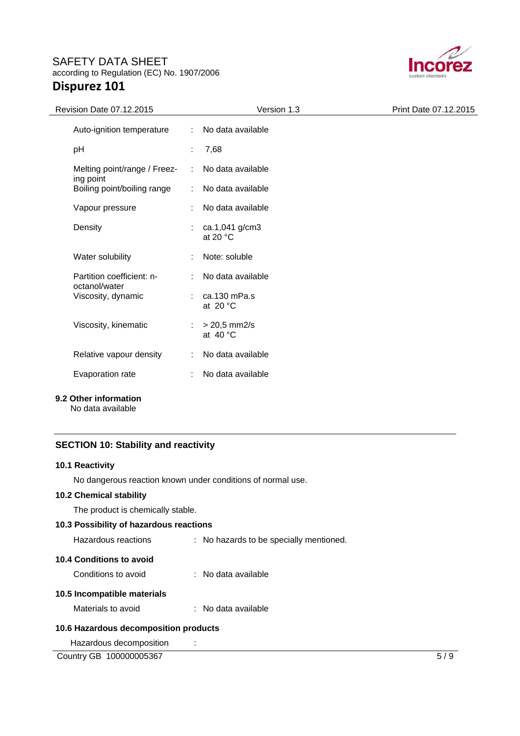| | | |
|---|---|---|
| Auto-ignition temperature | : | No data available |
| pH | : | 7,68 |
| Melting point/range / Freezing point | : | No data available |
| Boiling point/boiling range | : | No data available |
| Vapour pressure | : | No data available |
| Density | : | ca.1,041 g/cm3 at 20 °C |
| Water solubility | : | Note: soluble |
| Partition coefficient: n-octanol/water | : | No data available |
| Viscosity, dynamic | : | ca.130 mPa.s at 20 °C |
| Viscosity, kinematic | : | > 20,5 mm2/s at 40 °C |
| Relative vapour density | : | No data available |
| Evaporation rate | : | No data available |

### 9.2 Other information

No data available

## SECTION 10: Stability and reactivity

### 10.1 Reactivity

No dangerous reaction known under conditions of normal use.

### 10.2 Chemical stability

The product is chemically stable.

### 10.3 Possibility of hazardous reactions

Hazardous reactions : No hazards to be specially mentioned.

### 10.4 Conditions to avoid

Conditions to avoid : No data available

### 10.5 Incompatible materials

Materials to avoid : No data available

### 10.6 Hazardous decomposition products

Hazardous decomposition :

Country GB 100000005367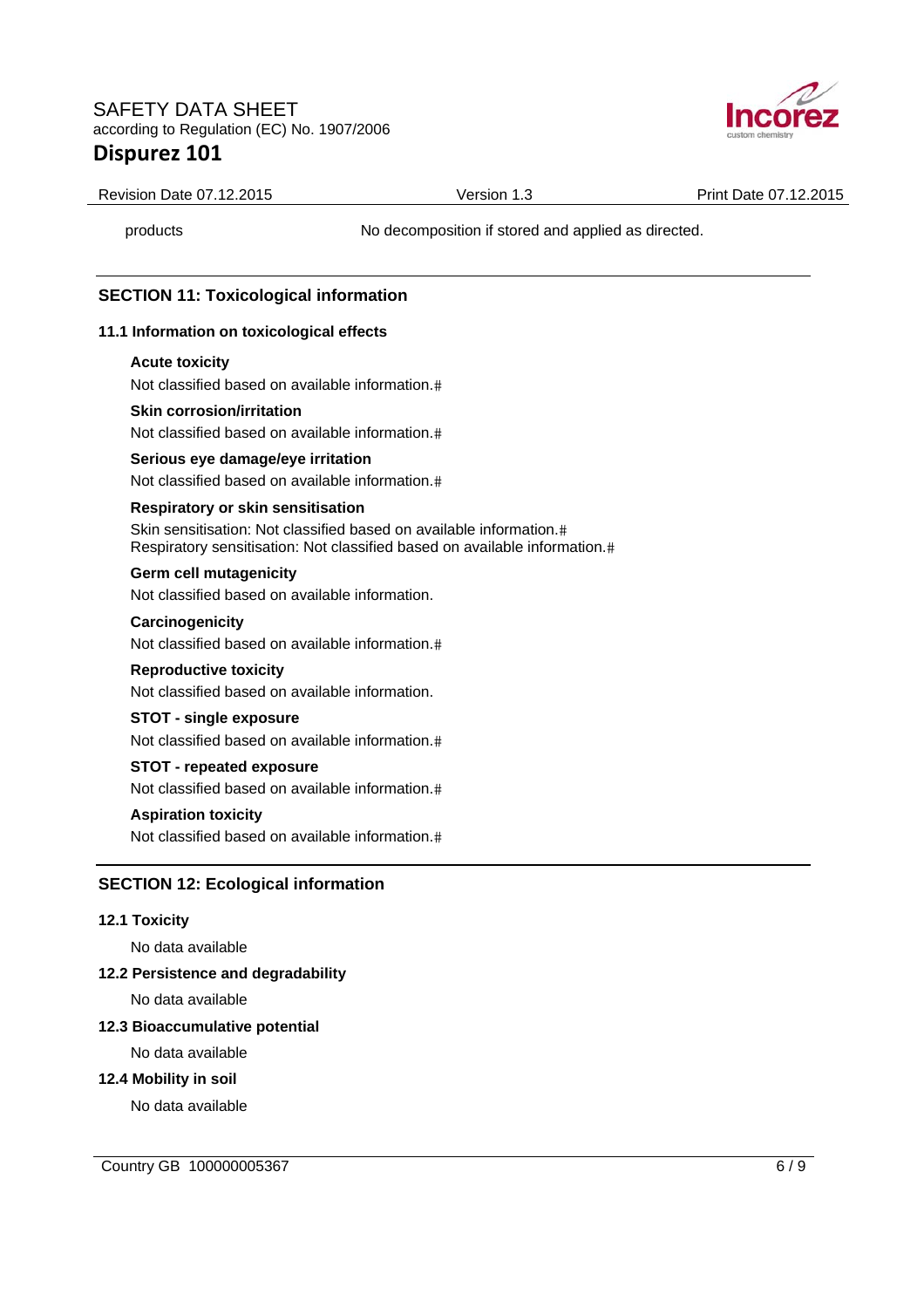| | |
|---|---|
| products | No decomposition if stored and applied as directed. |

## SECTION 11: Toxicological information

### 11.1 Information on toxicological effects

**Acute toxicity**

Not classified based on available information.#

**Skin corrosion/irritation**

Not classified based on available information.#

**Serious eye damage/eye irritation**

Not classified based on available information.#

**Respiratory or skin sensitisation**

Skin sensitisation: Not classified based on available information.#
Respiratory sensitisation: Not classified based on available information.#

**Germ cell mutagenicity**

Not classified based on available information.

**Carcinogenicity**

Not classified based on available information.#

**Reproductive toxicity**

Not classified based on available information.

**STOT - single exposure**

Not classified based on available information.#

**STOT - repeated exposure**

Not classified based on available information.#

**Aspiration toxicity**

Not classified based on available information.#

## SECTION 12: Ecological information

### 12.1 Toxicity

No data available

### 12.2 Persistence and degradability

No data available

### 12.3 Bioaccumulative potential

No data available

### 12.4 Mobility in soil

No data available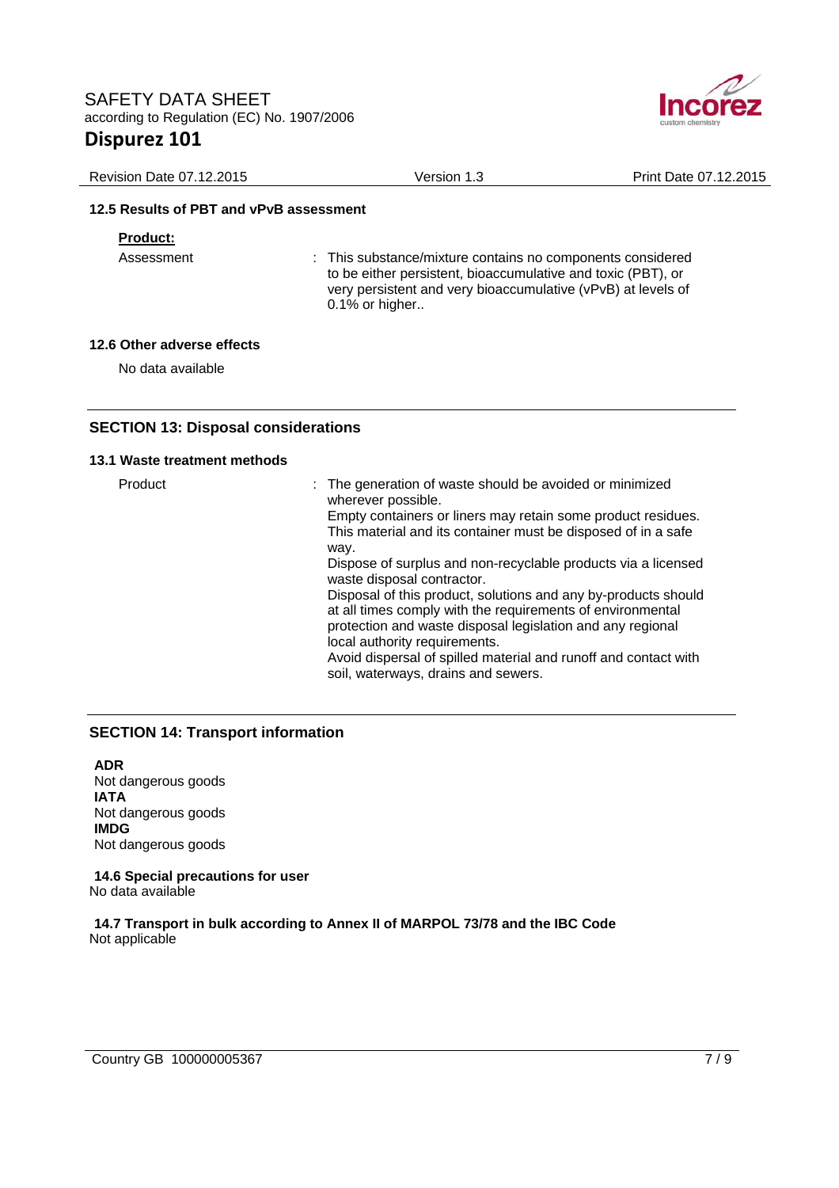### 12.5 Results of PBT and vPvB assessment

**Product:**

| | |
|---|---|
| Assessment | : This substance/mixture contains no components considered to be either persistent, bioaccumulative and toxic (PBT), or very persistent and very bioaccumulative (vPvB) at levels of 0.1% or higher.. |

### 12.6 Other adverse effects

No data available

## SECTION 13: Disposal considerations

### 13.1 Waste treatment methods

| | |
|---|---|
| Product | : The generation of waste should be avoided or minimized wherever possible.<br>Empty containers or liners may retain some product residues.<br>This material and its container must be disposed of in a safe way.<br>Dispose of surplus and non-recyclable products via a licensed waste disposal contractor.<br>Disposal of this product, solutions and any by-products should at all times comply with the requirements of environmental protection and waste disposal legislation and any regional local authority requirements.<br>Avoid dispersal of spilled material and runoff and contact with soil, waterways, drains and sewers. |

## SECTION 14: Transport information

**ADR**
Not dangerous goods
**IATA**
Not dangerous goods
**IMDG**
Not dangerous goods

**14.6 Special precautions for user**
No data available

**14.7 Transport in bulk according to Annex II of MARPOL 73/78 and the IBC Code**
Not applicable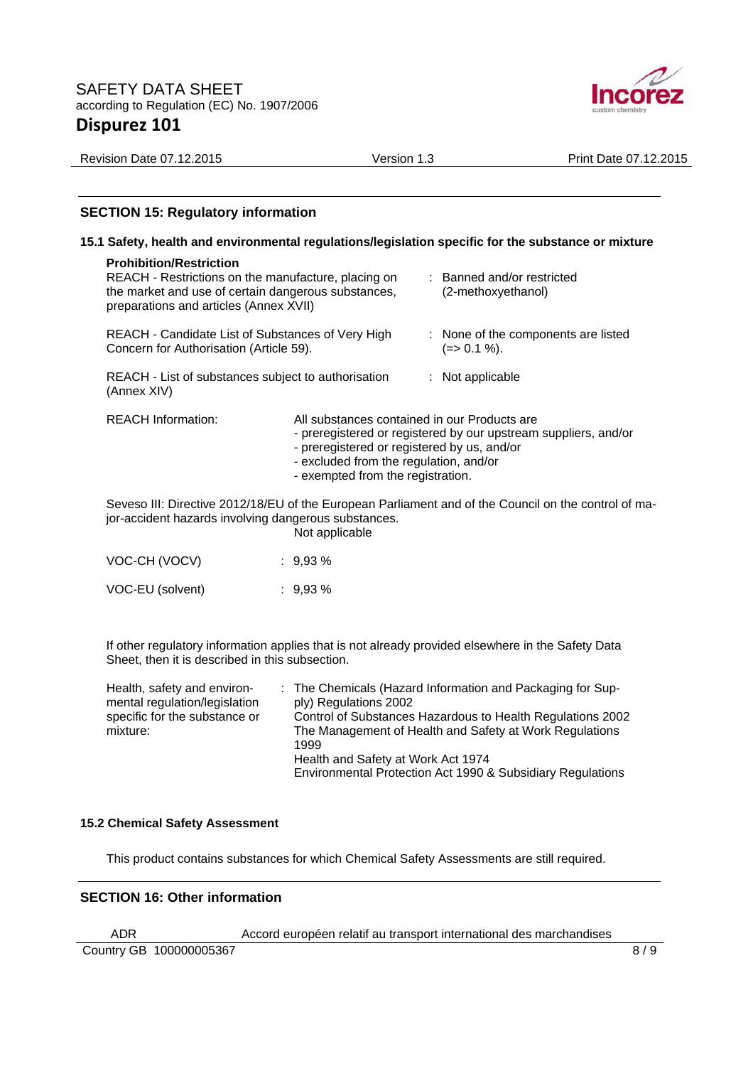## SECTION 15: Regulatory information

### 15.1 Safety, health and environmental regulations/legislation specific for the substance or mixture

**Prohibition/Restriction**

REACH - Restrictions on the manufacture, placing on the market and use of certain dangerous substances, preparations and articles (Annex XVII) : Banned and/or restricted (2-methoxyethanol)

REACH - Candidate List of Substances of Very High Concern for Authorisation (Article 59). : None of the components are listed (=> 0.1 %).

REACH - List of substances subject to authorisation (Annex XIV) : Not applicable

REACH Information: All substances contained in our Products are
- preregistered or registered by our upstream suppliers, and/or
- preregistered or registered by us, and/or
- excluded from the regulation, and/or
- exempted from the registration.

Seveso III: Directive 2012/18/EU of the European Parliament and of the Council on the control of major-accident hazards involving dangerous substances.
Not applicable

VOC-CH (VOCV) : 9,93 %

VOC-EU (solvent) : 9,93 %

If other regulatory information applies that is not already provided elsewhere in the Safety Data Sheet, then it is described in this subsection.

Health, safety and environmental regulation/legislation specific for the substance or mixture: : The Chemicals (Hazard Information and Packaging for Supply) Regulations 2002
Control of Substances Hazardous to Health Regulations 2002
The Management of Health and Safety at Work Regulations 1999
Health and Safety at Work Act 1974
Environmental Protection Act 1990 & Subsidiary Regulations

### 15.2 Chemical Safety Assessment

This product contains substances for which Chemical Safety Assessments are still required.

## SECTION 16: Other information

ADR Accord européen relatif au transport international des marchandises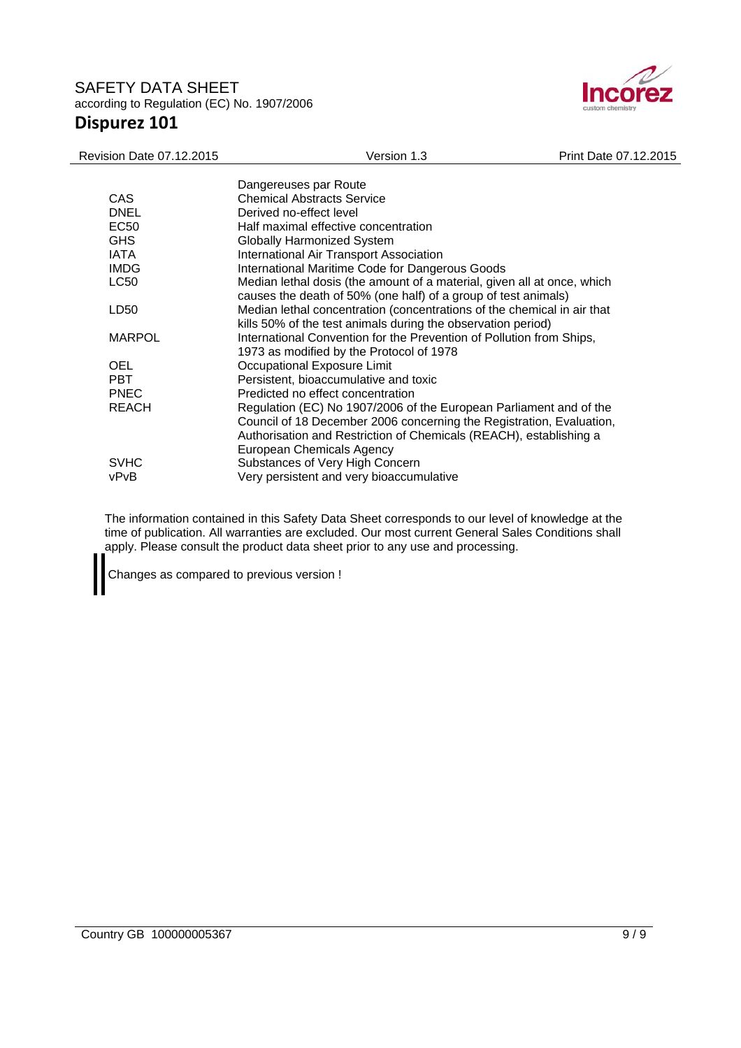| | |
|---|---|
| | Dangereuses par Route |
| CAS | Chemical Abstracts Service |
| DNEL | Derived no-effect level |
| EC50 | Half maximal effective concentration |
| GHS | Globally Harmonized System |
| IATA | International Air Transport Association |
| IMDG | International Maritime Code for Dangerous Goods |
| LC50 | Median lethal dosis (the amount of a material, given all at once, which causes the death of 50% (one half) of a group of test animals) |
| LD50 | Median lethal concentration (concentrations of the chemical in air that kills 50% of the test animals during the observation period) |
| MARPOL | International Convention for the Prevention of Pollution from Ships, 1973 as modified by the Protocol of 1978 |
| OEL | Occupational Exposure Limit |
| PBT | Persistent, bioaccumulative and toxic |
| PNEC | Predicted no effect concentration |
| REACH | Regulation (EC) No 1907/2006 of the European Parliament and of the Council of 18 December 2006 concerning the Registration, Evaluation, Authorisation and Restriction of Chemicals (REACH), establishing a European Chemicals Agency |
| SVHC | Substances of Very High Concern |
| vPvB | Very persistent and very bioaccumulative |

The information contained in this Safety Data Sheet corresponds to our level of knowledge at the time of publication. All warranties are excluded. Our most current General Sales Conditions shall apply. Please consult the product data sheet prior to any use and processing.

Changes as compared to previous version !